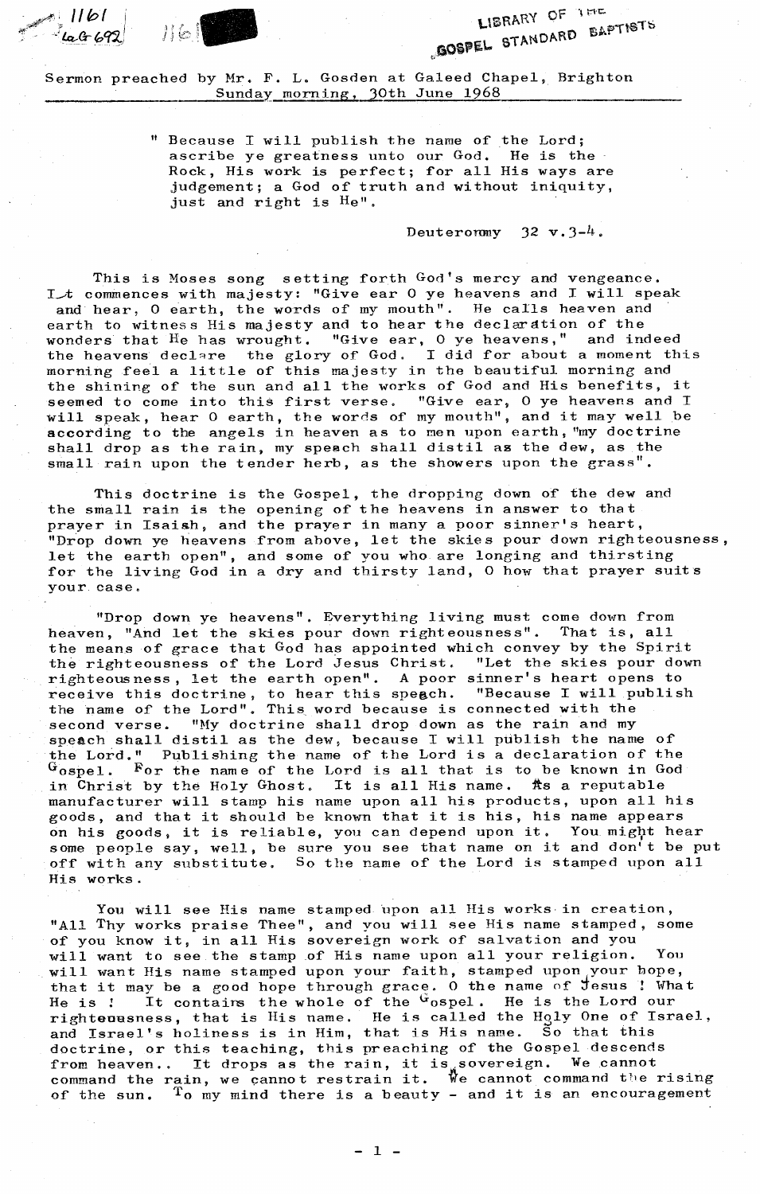LIBRARY OF THE GOSPEL STANDARD BAPTISTS

Sermon preached by Mr. F. L. Gosden at Galeed Chapel, Brighton
Sunday morning, 30th June 1968

> " Because I will publish the name of the Lord; ascribe ye greatness unto our God. He is the Rock, His work is perfect; for all His ways are judgement; a God of truth and without iniquity, just and right is He".
>
> Deuteronomy 32 v.3-4.

This is Moses song setting forth God's mercy and vengeance. It commences with majesty: "Give ear O ye heavens and I will speak and hear, O earth, the words of my mouth". He calls heaven and earth to witness His majesty and to hear the declaration of the wonders that He has wrought. "Give ear, O ye heavens," and indeed the heavens declare the glory of God. I did for about a moment this morning feel a little of this majesty in the beautiful morning and the shining of the sun and all the works of God and His benefits, it seemed to come into this first verse. "Give ear, O ye heavens and I will speak, hear O earth, the words of my mouth", and it may well be according to the angels in heaven as to men upon earth, "my doctrine shall drop as the rain, my speech shall distil as the dew, as the small rain upon the tender herb, as the showers upon the grass".

This doctrine is the Gospel, the dropping down of the dew and the small rain is the opening of the heavens in answer to that prayer in Isaiah, and the prayer in many a poor sinner's heart, "Drop down ye heavens from above, let the skies pour down righteousness, let the earth open", and some of you who are longing and thirsting for the living God in a dry and thirsty land, O how that prayer suits your case.

"Drop down ye heavens". Everything living must come down from heaven, "And let the skies pour down righteousness". That is, all the means of grace that God has appointed which convey by the Spirit the righteousness of the Lord Jesus Christ. "Let the skies pour down righteousness, let the earth open". A poor sinner's heart opens to receive this doctrine, to hear this speech. "Because I will publish the name of the Lord". This word because is connected with the second verse. "My doctrine shall drop down as the rain and my speech shall distil as the dew, because I will publish the name of the Lord." Publishing the name of the Lord is a declaration of the Gospel. For the name of the Lord is all that is to be known in God in Christ by the Holy Ghost. It is all His name. As a reputable manufacturer will stamp his name upon all his products, upon all his goods, and that it should be known that it is his, his name appears on his goods, it is reliable, you can depend upon it. You might hear some people say, well, be sure you see that name on it and don't be put off with any substitute. So the name of the Lord is stamped upon all His works.

You will see His name stamped upon all His works in creation, "All Thy works praise Thee", and you will see His name stamped, some of you know it, in all His sovereign work of salvation and you will want to see the stamp of His name upon all your religion. You will want His name stamped upon your faith, stamped upon your hope, that it may be a good hope through grace. O the name of Jesus ! What He is ! It contains the whole of the Gospel. He is the Lord our righteousness, that is His name. He is called the Holy One of Israel, and Israel's holiness is in Him, that is His name. So that this doctrine, or this teaching, this preaching of the Gospel descends from heaven.. It drops as the rain, it is sovereign. We cannot command the rain, we cannot restrain it. We cannot command the rising of the sun. To my mind there is a beauty - and it is an encouragement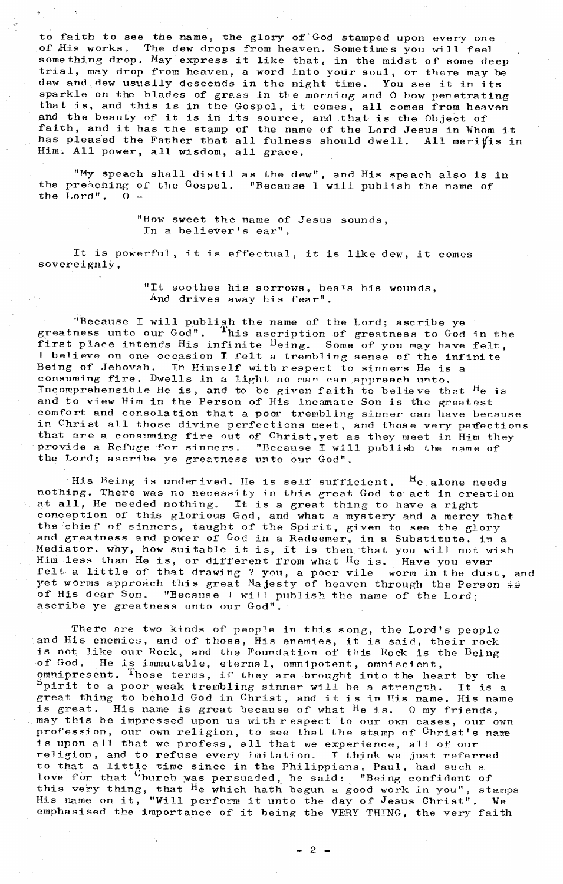to faith to see the name, the glory of God stamped upon every one of His works. The dew drops from heaven. Sometimes you will feel something drop. May express it like that, in the midst of some deep trial, may drop from heaven, a word into your soul, or there may be dew and dew usually descends in the night time. You see it in its sparkle on the blades of grass in the morning and O how penetrating that is, and this is in the Gospel, it comes, all comes from heaven and the beauty of it is in its source, and that is the Object of faith, and it has the stamp of the name of the Lord Jesus in Whom it has pleased the Father that all fulness should dwell. All merit is in Him. All power, all wisdom, all grace.

"My speach shall distil as the dew", and His speach also is in the preaching of the Gospel. "Because I will publish the name of the Lord". O -

> "How sweet the name of Jesus sounds,
> In a believer's ear".

It is powerful, it is effectual, it is like dew, it comes sovereignly,

> "It soothes his sorrows, heals his wounds,
> And drives away his fear".

"Because I will publish the name of the Lord; ascribe ye greatness unto our God". This ascription of greatness to God in the first place intends His infinite Being. Some of you may have felt, I believe on one occasion I felt a trembling sense of the infinite Being of Jehovah. In Himself with respect to sinners He is a consuming fire. Dwells in a light no man can approach unto. Incomprehensible He is, and to be given faith to believe that He is and to view Him in the Person of His incarnate Son is the greatest comfort and consolation that a poor trembling sinner can have because in Christ all those divine perfections meet, and those very perfections that are a consuming fire out of Christ, yet as they meet in Him they provide a Refuge for sinners. "Because I will publish the name of the Lord; ascribe ye greatness unto our God".

His Being is underived. He is self sufficient. He alone needs nothing. There was no necessity in this great God to act in creation at all, He needed nothing. It is a great thing to have a right conception of this glorious God, and what a mystery and a mercy that the chief of sinners, taught of the Spirit, given to see the glory and greatness and power of God in a Redeemer, in a Substitute, in a Mediator, why, how suitable it is, it is then that you will not wish Him less than He is, or different from what He is. Have you ever felt a little of that drawing ? you, a poor vile worm in the dust, and yet worms approach this great Majesty of heaven through the Person of His dear Son. "Because I will publish the name of the Lord; ascribe ye greatness unto our God".

There are two kinds of people in this song, the Lord's people and His enemies, and of those, His enemies, it is said, their rock is not like our Rock, and the Foundation of this Rock is the Being of God. He is immutable, eternal, omnipotent, omniscient, omnipresent. Those terms, if they are brought into the heart by the Spirit to a poor weak trembling sinner will be a strength. It is a great thing to behold God in Christ, and it is in His name. His name is great. His name is great because of what He is. O my friends, may this be impressed upon us with respect to our own cases, our own profession, our own religion, to see that the stamp of Christ's name is upon all that we profess, all that we experience, all of our religion, and to refuse every imitation. I think we just referred to that a little time since in the Philippians, Paul, had such a love for that Church was persuaded, he said: "Being confident of this very thing, that He which hath begun a good work in you", stamps His name on it, "Will perform it unto the day of Jesus Christ". We emphasised the importance of it being the VERY THING, the very faith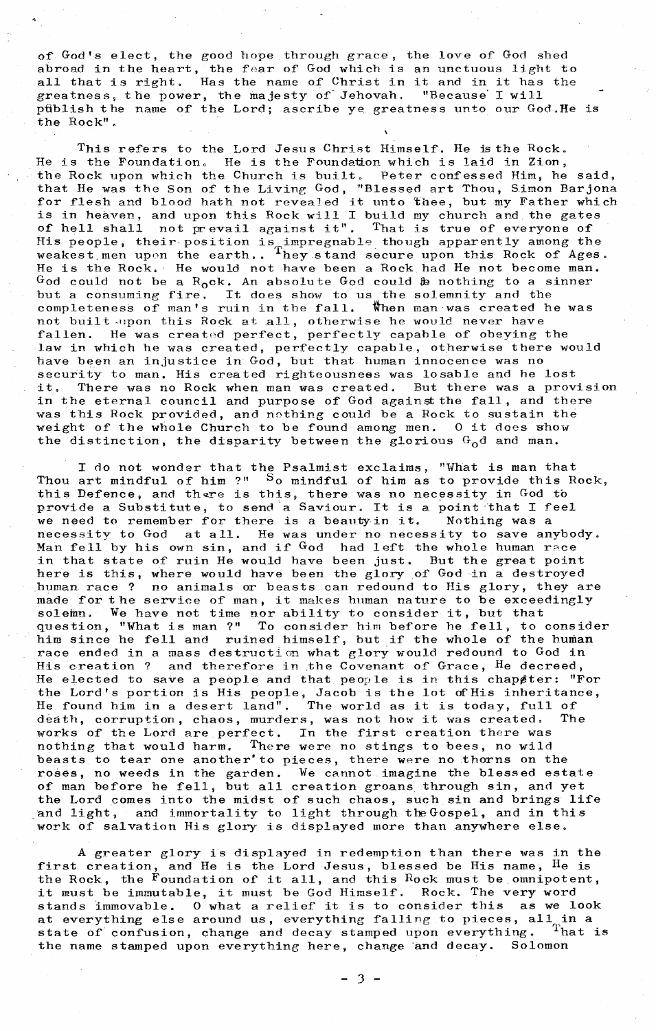of God's elect, the good hope through grace, the love of God shed abroad in the heart, the fear of God which is an unctuous light to all that is right. Has the name of Christ in it and in it has the greatness, the power, the majesty of Jehovah. "Because I will publish the name of the Lord; ascribe ye greatness unto our God.He is the Rock".

This refers to the Lord Jesus Christ Himself. He is the Rock. He is the Foundation. He is the Foundation which is laid in Zion, the Rock upon which the Church is built. Peter confessed Him, he said, that He was the Son of the Living God, "Blessed art Thou, Simon Barjona for flesh and blood hath not revealed it unto thee, but my Father which is in heaven, and upon this Rock will I build my church and the gates of hell shall not prevail against it". That is true of everyone of His people, their position is impregnable though apparently among the weakest men upon the earth.. They stand secure upon this Rock of Ages. He is the Rock. He would not have been a Rock had He not become man. God could not be a Rock. An absolute God could be nothing to a sinner but a consuming fire. It does show to us the solemnity and the completeness of man's ruin in the fall. When man was created he was not built upon this Rock at all, otherwise he would never have fallen. He was created perfect, perfectly capable of obeying the law in which he was created, perfectly capable, otherwise there would have been an injustice in God, but that human innocence was no security to man. His created righteousness was losable and he lost it. There was no Rock when man was created. But there was a provision in the eternal council and purpose of God against the fall, and there was this Rock provided, and nothing could be a Rock to sustain the weight of the whole Church to be found among men. O it does show the distinction, the disparity between the glorious God and man.

I do not wonder that the Psalmist exclaims, "What is man that Thou art mindful of him ?" So mindful of him as to provide this Rock, this Defence, and there is this, there was no necessity in God to provide a Substitute, to send a Saviour. It is a point that I feel we need to remember for there is a beauty in it. Nothing was a necessity to God at all. He was under no necessity to save anybody. Man fell by his own sin, and if God had left the whole human race in that state of ruin He would have been just. But the great point here is this, where would have been the glory of God in a destroyed human race ? no animals or beasts can redound to His glory, they are made for the service of man, it makes human nature to be exceedingly solemn. We have not time nor ability to consider it, but that question, "What is man ?" To consider him before he fell, to consider him since he fell and ruined himself, but if the whole of the human race ended in a mass destruction what glory would redound to God in His creation ? and therefore in the Covenant of Grace, He decreed, He elected to save a people and that people is in this chapter: "For the Lord's portion is His people, Jacob is the lot of His inheritance, He found him in a desert land". The world as it is today, full of death, corruption, chaos, murders, was not how it was created. The works of the Lord are perfect. In the first creation there was nothing that would harm. There were no stings to bees, no wild beasts to tear one another to pieces, there were no thorns on the roses, no weeds in the garden. We cannot imagine the blessed estate of man before he fell, but all creation groans through sin, and yet the Lord comes into the midst of such chaos, such sin and brings life and light, and immortality to light through the Gospel, and in this work of salvation His glory is displayed more than anywhere else.

A greater glory is displayed in redemption than there was in the first creation, and He is the Lord Jesus, blessed be His name, He is the Rock, the Foundation of it all, and this Rock must be omnipotent, it must be immutable, it must be God Himself. Rock. The very word stands immovable. O what a relief it is to consider this as we look at everything else around us, everything falling to pieces, all in a state of confusion, change and decay stamped upon everything. That is the name stamped upon everything here, change and decay. Solomon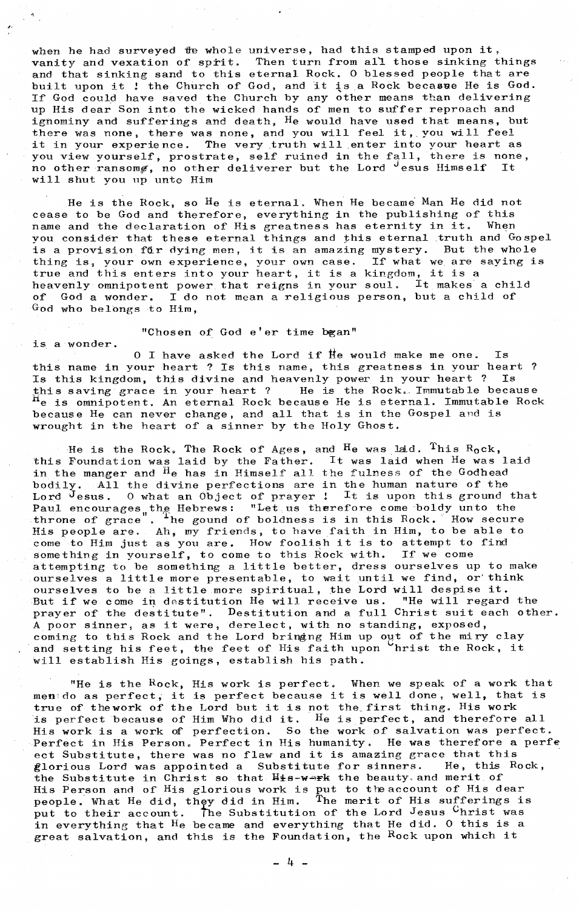when he had surveyed the whole universe, had this stamped upon it, vanity and vexation of spirit. Then turn from all those sinking things and that sinking sand to this eternal Rock. O blessed people that are built upon it ! the Church of God, and it is a Rock because He is God. If God could have saved the Church by any other means than delivering up His dear Son into the wicked hands of men to suffer reproach and ignominy and sufferings and death, He would have used that means, but there was none, there was none, and you will feel it, you will feel it in your experience. The very truth will enter into your heart as you view yourself, prostrate, self ruined in the fall, there is none, no other ransom, no other deliverer but the Lord Jesus Himself It will shut you up unto Him

He is the Rock, so He is eternal. When He became Man He did not cease to be God and therefore, everything in the publishing of this name and the declaration of His greatness has eternity in it. When you consider that these eternal things and this eternal truth and Gospel is a provision for dying men, it is an amazing mystery. But the whole thing is, your own experience, your own case. If what we are saying is true and this enters into your heart, it is a kingdom, it is a heavenly omnipotent power that reigns in your soul. It makes a child of God a wonder. I do not mean a religious person, but a child of God who belongs to Him,

"Chosen of God e'er time began"

is a wonder.

O I have asked the Lord if He would make me one. Is this name in your heart ? Is this name, this greatness in your heart ? Is this kingdom, this divine and heavenly power in your heart ? Is this saving grace in your heart ? He is the Rock. Immutable because He is omnipotent. An eternal Rock because He is eternal. Immutable Rock because He can never change, and all that is in the Gospel and is wrought in the heart of a sinner by the Holy Ghost.

He is the Rock. The Rock of Ages, and He was laid. This Rock, this Foundation was laid by the Father. It was laid when He was laid in the manger and He has in Himself all the fulness of the Godhead bodily. All the divine perfections are in the human nature of the Lord Jesus. O what an Object of prayer ! It is upon this ground that Paul encourages the Hebrews: "Let us therefore come boldy unto the throne of grace". The gound of boldness is in this Rock. How secure His people are. Ah, my friends, to have faith in Him, to be able to come to Him just as you are. How foolish it is to attempt to find something in yourself, to come to this Rock with. If we come attempting to be something a little better, dress ourselves up to make ourselves a little more presentable, to wait until we find, or think ourselves to be a little more spiritual, the Lord will despise it. But if we come in destitution He will receive us. "He will regard the prayer of the destitute". Destitution and a full Christ suit each other. A poor sinner, as it were, derelect, with no standing, exposed, coming to this Rock and the Lord bringing Him up out of the miry clay and setting his feet, the feet of His faith upon Christ the Rock, it will establish His goings, establish his path.

"He is the Rock, His work is perfect. When we speak of a work that men do as perfect, it is perfect because it is well done, well, that is true of the work of the Lord but it is not the first thing. His work is perfect because of Him Who did it. He is perfect, and therefore all His work is a work of perfection. So the work of salvation was perfect. Perfect in His Person. Perfect in His humanity. He was therefore a perfe ect Substitute, there was no flaw and it is amazing grace that this glorious Lord was appointed a Substitute for sinners. He, this Rock, the Substitute in Christ so that ~~His work~~ the beauty and merit of His Person and of His glorious work is put to the account of His dear people. What He did, they did in Him. The merit of His sufferings is put to their account. The Substitution of the Lord Jesus Christ was in everything that He became and everything that He did. O this is a great salvation, and this is the Foundation, the Rock upon which it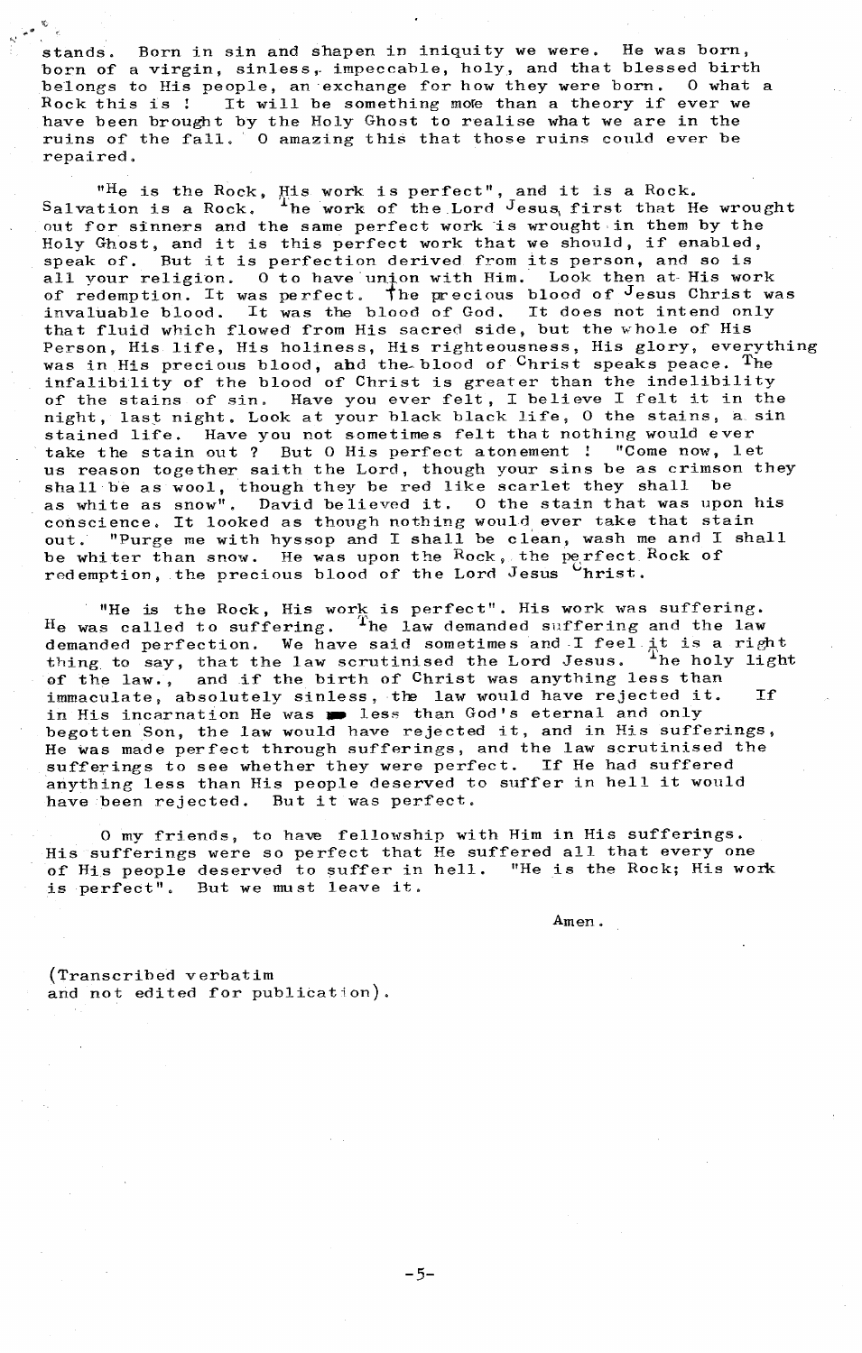stands. Born in sin and shapen in iniquity we were. He was born, born of a virgin, sinless, impeccable, holy, and that blessed birth belongs to His people, an exchange for how they were born. O what a Rock this is ! It will be something more than a theory if ever we have been brought by the Holy Ghost to realise what we are in the ruins of the fall. O amazing this that those ruins could ever be repaired.

"He is the Rock, His work is perfect", and it is a Rock. Salvation is a Rock. The work of the Lord Jesus, first that He wrought out for sinners and the same perfect work is wrought in them by the Holy Ghost, and it is this perfect work that we should, if enabled, speak of. But it is perfection derived from its person, and so is all your religion. O to have union with Him. Look then at His work of redemption. It was perfect. The precious blood of Jesus Christ was invaluable blood. It was the blood of God. It does not intend only that fluid which flowed from His sacred side, but the whole of His Person, His life, His holiness, His righteousness, His glory, everything was in His precious blood, and the blood of Christ speaks peace. The infalibility of the blood of Christ is greater than the indelibility of the stains of sin. Have you ever felt, I believe I felt it in the night, last night. Look at your black black life, O the stains, a sin stained life. Have you not sometimes felt that nothing would ever take the stain out ? But O His perfect atonement ! "Come now, let us reason together saith the Lord, though your sins be as crimson they shall be as wool, though they be red like scarlet they shall be as white as snow". David believed it. O the stain that was upon his conscience. It looked as though nothing would ever take that stain out. "Purge me with hyssop and I shall be clean, wash me and I shall be whiter than snow. He was upon the Rock, the perfect Rock of redemption, the precious blood of the Lord Jesus Christ.

"He is the Rock, His work is perfect". His work was suffering. He was called to suffering. The law demanded suffering and the law demanded perfection. We have said sometimes and I feel it is a right thing to say, that the law scrutinised the Lord Jesus. The holy light of the law., and if the birth of Christ was anything less than immaculate, absolutely sinless, the law would have rejected it. If in His incarnation He was less than God's eternal and only begotten Son, the law would have rejected it, and in His sufferings, He was made perfect through sufferings, and the law scrutinised the sufferings to see whether they were perfect. If He had suffered anything less than His people deserved to suffer in hell it would have been rejected. But it was perfect.

O my friends, to have fellowship with Him in His sufferings. His sufferings were so perfect that He suffered all that every one of His people deserved to suffer in hell. "He is the Rock; His work is perfect". But we must leave it.

Amen.

(Transcribed verbatim
and not edited for publication).